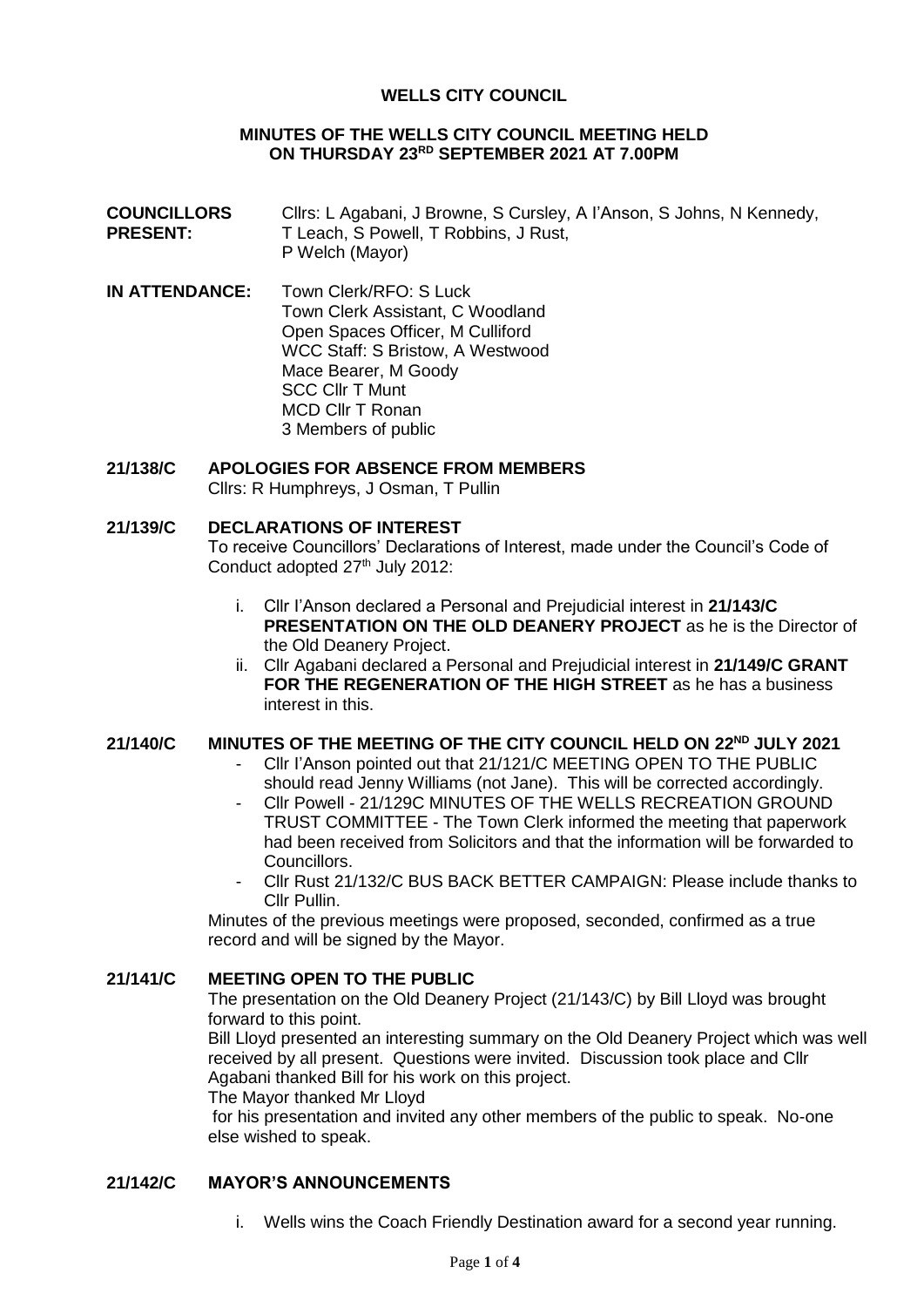# WELLS CITY COUNCIL

## MINUTES OF THE WELLS CITY COUNCIL MEETING HELD ON THURSDAY 23RD SEPTEMBER 2021 AT 7.00PM

**COUNCILLORS PRESENT:** Cllrs: L Agabani, J Browne, S Cursley, A I'Anson, S Johns, N Kennedy, T Leach, S Powell, T Robbins, J Rust, P Welch (Mayor)

**IN ATTENDANCE:** Town Clerk/RFO: S Luck
Town Clerk Assistant, C Woodland
Open Spaces Officer, M Culliford
WCC Staff: S Bristow, A Westwood
Mace Bearer, M Goody
SCC Cllr T Munt
MCD Cllr T Ronan
3 Members of public

**21/138/C APOLOGIES FOR ABSENCE FROM MEMBERS**

Cllrs: R Humphreys, J Osman, T Pullin

**21/139/C DECLARATIONS OF INTEREST**

To receive Councillors' Declarations of Interest, made under the Council's Code of Conduct adopted 27th July 2012:

i. Cllr I'Anson declared a Personal and Prejudicial interest in **21/143/C PRESENTATION ON THE OLD DEANERY PROJECT** as he is the Director of the Old Deanery Project.
ii. Cllr Agabani declared a Personal and Prejudicial interest in **21/149/C GRANT FOR THE REGENERATION OF THE HIGH STREET** as he has a business interest in this.

**21/140/C MINUTES OF THE MEETING OF THE CITY COUNCIL HELD ON 22ND JULY 2021**

- Cllr I'Anson pointed out that 21/121/C MEETING OPEN TO THE PUBLIC should read Jenny Williams (not Jane). This will be corrected accordingly.
- Cllr Powell - 21/129C MINUTES OF THE WELLS RECREATION GROUND TRUST COMMITTEE - The Town Clerk informed the meeting that paperwork had been received from Solicitors and that the information will be forwarded to Councillors.
- Cllr Rust 21/132/C BUS BACK BETTER CAMPAIGN: Please include thanks to Cllr Pullin.

Minutes of the previous meetings were proposed, seconded, confirmed as a true record and will be signed by the Mayor.

**21/141/C MEETING OPEN TO THE PUBLIC**

The presentation on the Old Deanery Project (21/143/C) by Bill Lloyd was brought forward to this point.

Bill Lloyd presented an interesting summary on the Old Deanery Project which was well received by all present. Questions were invited. Discussion took place and Cllr Agabani thanked Bill for his work on this project.

The Mayor thanked Mr Lloyd for his presentation and invited any other members of the public to speak. No-one else wished to speak.

**21/142/C MAYOR'S ANNOUNCEMENTS**

i. Wells wins the Coach Friendly Destination award for a second year running.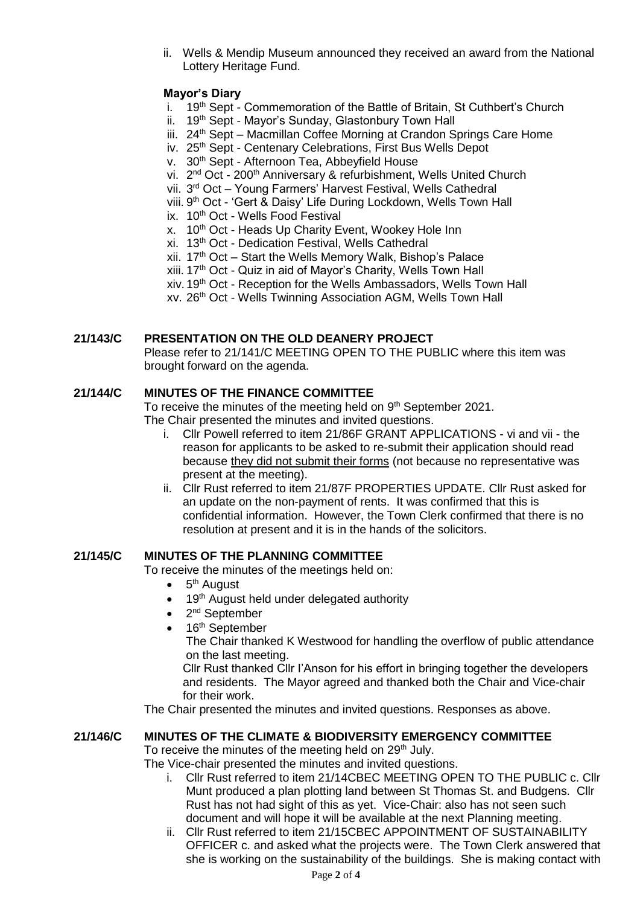ii. Wells & Mendip Museum announced they received an award from the National Lottery Heritage Fund.

**Mayor's Diary**

i. 19th Sept - Commemoration of the Battle of Britain, St Cuthbert's Church
ii. 19th Sept - Mayor's Sunday, Glastonbury Town Hall
iii. 24th Sept – Macmillan Coffee Morning at Crandon Springs Care Home
iv. 25th Sept - Centenary Celebrations, First Bus Wells Depot
v. 30th Sept - Afternoon Tea, Abbeyfield House
vi. 2nd Oct - 200th Anniversary & refurbishment, Wells United Church
vii. 3rd Oct – Young Farmers' Harvest Festival, Wells Cathedral
viii. 9th Oct - 'Gert & Daisy' Life During Lockdown, Wells Town Hall
ix. 10th Oct - Wells Food Festival
x. 10th Oct - Heads Up Charity Event, Wookey Hole Inn
xi. 13th Oct - Dedication Festival, Wells Cathedral
xii. 17th Oct – Start the Wells Memory Walk, Bishop's Palace
xiii. 17th Oct - Quiz in aid of Mayor's Charity, Wells Town Hall
xiv. 19th Oct - Reception for the Wells Ambassadors, Wells Town Hall
xv. 26th Oct - Wells Twinning Association AGM, Wells Town Hall

**21/143/C PRESENTATION ON THE OLD DEANERY PROJECT**

Please refer to 21/141/C MEETING OPEN TO THE PUBLIC where this item was brought forward on the agenda.

**21/144/C MINUTES OF THE FINANCE COMMITTEE**

To receive the minutes of the meeting held on 9th September 2021.
The Chair presented the minutes and invited questions.

i. Cllr Powell referred to item 21/86F GRANT APPLICATIONS - vi and vii - the reason for applicants to be asked to re-submit their application should read because they did not submit their forms (not because no representative was present at the meeting).
ii. Cllr Rust referred to item 21/87F PROPERTIES UPDATE. Cllr Rust asked for an update on the non-payment of rents. It was confirmed that this is confidential information. However, the Town Clerk confirmed that there is no resolution at present and it is in the hands of the solicitors.

**21/145/C MINUTES OF THE PLANNING COMMITTEE**

To receive the minutes of the meetings held on:

- 5th August
- 19th August held under delegated authority
- 2nd September
- 16th September

The Chair thanked K Westwood for handling the overflow of public attendance on the last meeting.
Cllr Rust thanked Cllr I'Anson for his effort in bringing together the developers and residents. The Mayor agreed and thanked both the Chair and Vice-chair for their work.

The Chair presented the minutes and invited questions. Responses as above.

**21/146/C MINUTES OF THE CLIMATE & BIODIVERSITY EMERGENCY COMMITTEE**

To receive the minutes of the meeting held on 29th July.
The Vice-chair presented the minutes and invited questions.

i. Cllr Rust referred to item 21/14CBEC MEETING OPEN TO THE PUBLIC c. Cllr Munt produced a plan plotting land between St Thomas St. and Budgens. Cllr Rust has not had sight of this as yet. Vice-Chair: also has not seen such document and will hope it will be available at the next Planning meeting.
ii. Cllr Rust referred to item 21/15CBEC APPOINTMENT OF SUSTAINABILITY OFFICER c. and asked what the projects were. The Town Clerk answered that she is working on the sustainability of the buildings. She is making contact with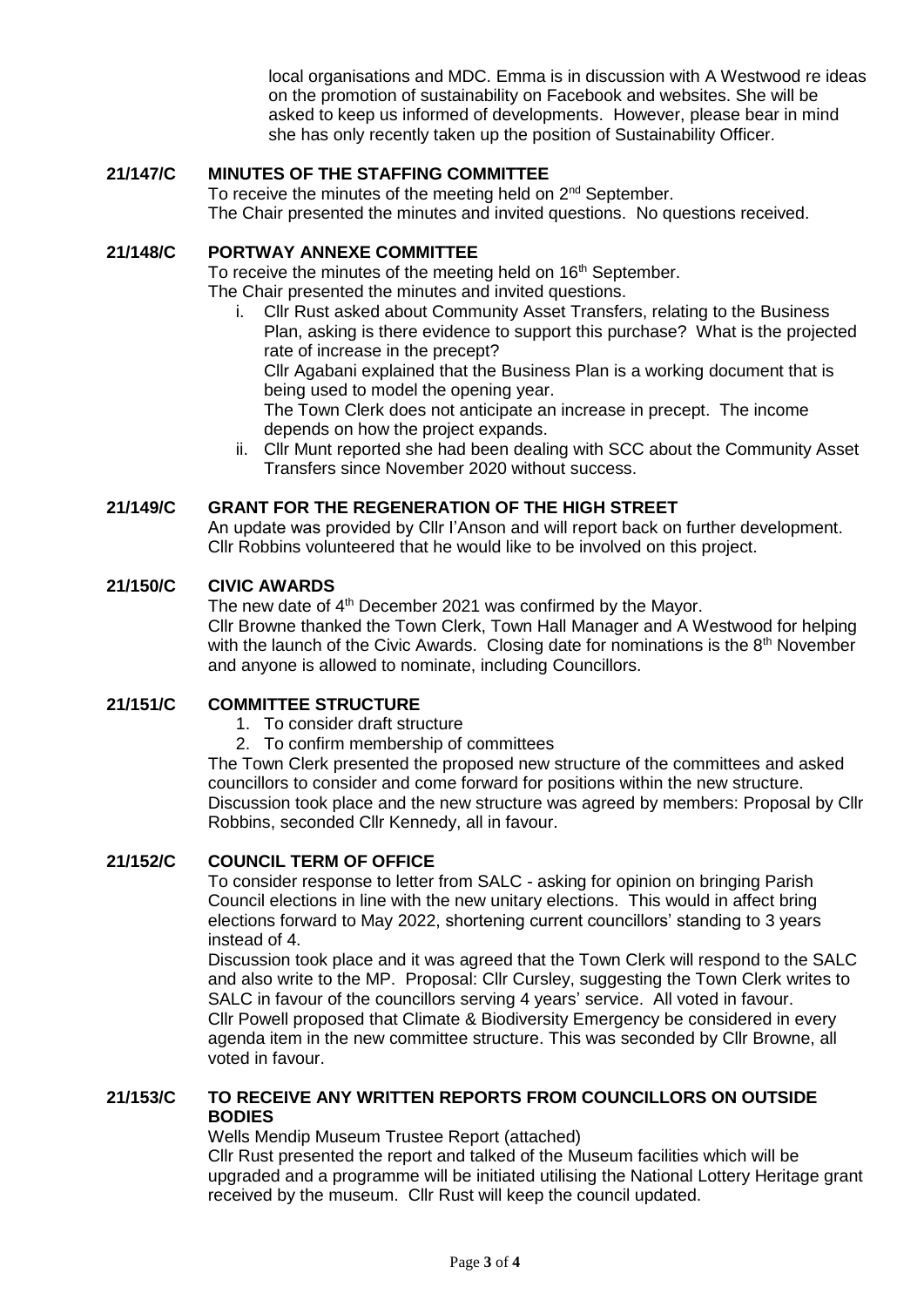local organisations and MDC. Emma is in discussion with A Westwood re ideas on the promotion of sustainability on Facebook and websites. She will be asked to keep us informed of developments. However, please bear in mind she has only recently taken up the position of Sustainability Officer.

## 21/147/C MINUTES OF THE STAFFING COMMITTEE

To receive the minutes of the meeting held on 2nd September.
The Chair presented the minutes and invited questions. No questions received.

## 21/148/C PORTWAY ANNEXE COMMITTEE

To receive the minutes of the meeting held on 16th September.
The Chair presented the minutes and invited questions.

i. Cllr Rust asked about Community Asset Transfers, relating to the Business Plan, asking is there evidence to support this purchase? What is the projected rate of increase in the precept?
   Cllr Agabani explained that the Business Plan is a working document that is being used to model the opening year.
   The Town Clerk does not anticipate an increase in precept. The income depends on how the project expands.
ii. Cllr Munt reported she had been dealing with SCC about the Community Asset Transfers since November 2020 without success.

## 21/149/C GRANT FOR THE REGENERATION OF THE HIGH STREET

An update was provided by Cllr I'Anson and will report back on further development. Cllr Robbins volunteered that he would like to be involved on this project.

## 21/150/C CIVIC AWARDS

The new date of 4th December 2021 was confirmed by the Mayor.
Cllr Browne thanked the Town Clerk, Town Hall Manager and A Westwood for helping with the launch of the Civic Awards. Closing date for nominations is the 8th November and anyone is allowed to nominate, including Councillors.

## 21/151/C COMMITTEE STRUCTURE

1. To consider draft structure
2. To confirm membership of committees

The Town Clerk presented the proposed new structure of the committees and asked councillors to consider and come forward for positions within the new structure. Discussion took place and the new structure was agreed by members: Proposal by Cllr Robbins, seconded Cllr Kennedy, all in favour.

## 21/152/C COUNCIL TERM OF OFFICE

To consider response to letter from SALC - asking for opinion on bringing Parish Council elections in line with the new unitary elections. This would in affect bring elections forward to May 2022, shortening current councillors' standing to 3 years instead of 4.

Discussion took place and it was agreed that the Town Clerk will respond to the SALC and also write to the MP. Proposal: Cllr Cursley, suggesting the Town Clerk writes to SALC in favour of the councillors serving 4 years' service. All voted in favour.
Cllr Powell proposed that Climate & Biodiversity Emergency be considered in every agenda item in the new committee structure. This was seconded by Cllr Browne, all voted in favour.

## 21/153/C TO RECEIVE ANY WRITTEN REPORTS FROM COUNCILLORS ON OUTSIDE BODIES

Wells Mendip Museum Trustee Report (attached)
Cllr Rust presented the report and talked of the Museum facilities which will be upgraded and a programme will be initiated utilising the National Lottery Heritage grant received by the museum. Cllr Rust will keep the council updated.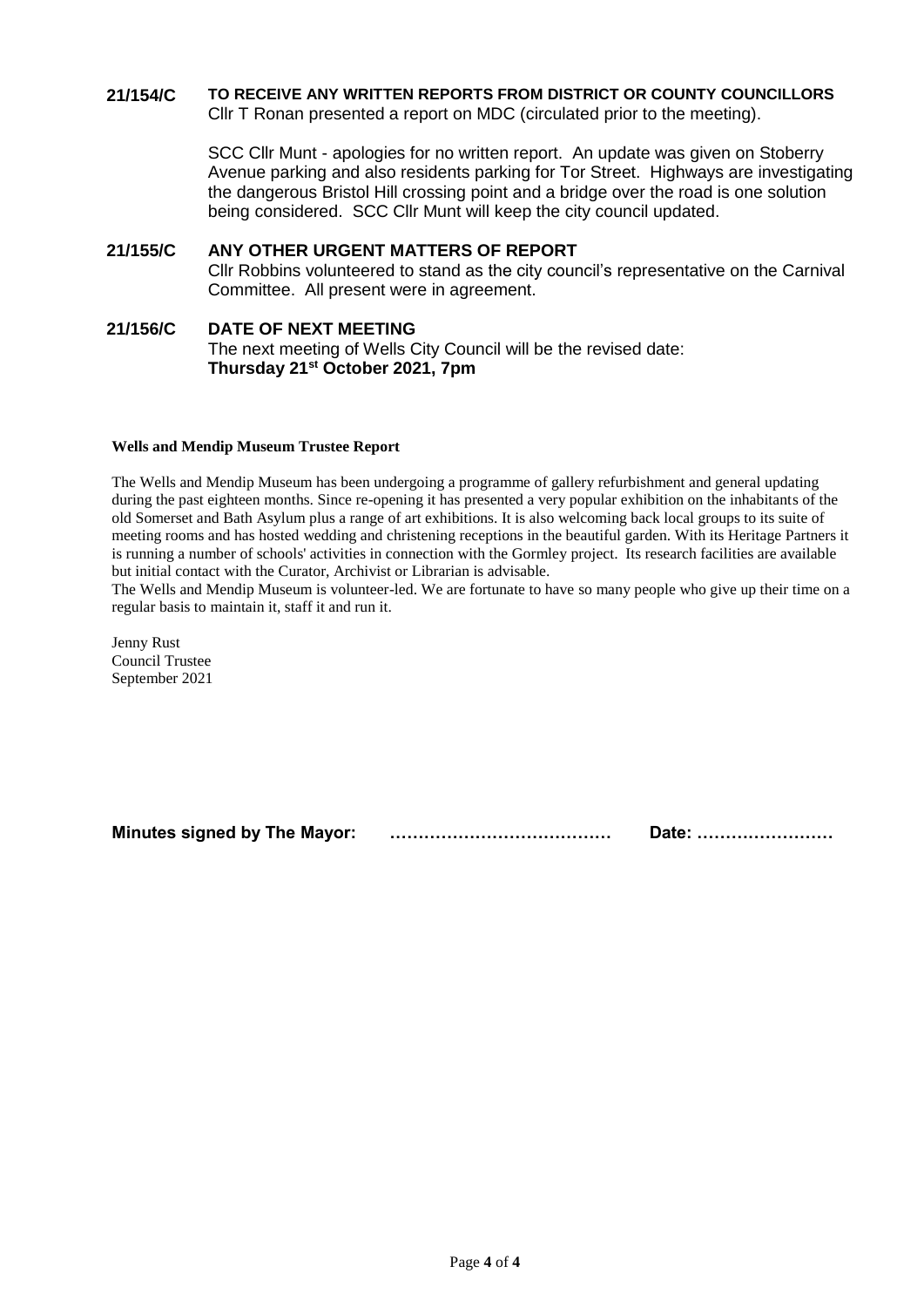**21/154/C TO RECEIVE ANY WRITTEN REPORTS FROM DISTRICT OR COUNTY COUNCILLORS**

Cllr T Ronan presented a report on MDC (circulated prior to the meeting).

SCC Cllr Munt - apologies for no written report. An update was given on Stoberry Avenue parking and also residents parking for Tor Street. Highways are investigating the dangerous Bristol Hill crossing point and a bridge over the road is one solution being considered. SCC Cllr Munt will keep the city council updated.

**21/155/C ANY OTHER URGENT MATTERS OF REPORT**

Cllr Robbins volunteered to stand as the city council's representative on the Carnival Committee. All present were in agreement.

**21/156/C DATE OF NEXT MEETING**

The next meeting of Wells City Council will be the revised date:
**Thursday 21st October 2021, 7pm**

**Wells and Mendip Museum Trustee Report**

The Wells and Mendip Museum has been undergoing a programme of gallery refurbishment and general updating during the past eighteen months. Since re-opening it has presented a very popular exhibition on the inhabitants of the old Somerset and Bath Asylum plus a range of art exhibitions. It is also welcoming back local groups to its suite of meeting rooms and has hosted wedding and christening receptions in the beautiful garden. With its Heritage Partners it is running a number of schools' activities in connection with the Gormley project. Its research facilities are available but initial contact with the Curator, Archivist or Librarian is advisable.

The Wells and Mendip Museum is volunteer-led. We are fortunate to have so many people who give up their time on a regular basis to maintain it, staff it and run it.

Jenny Rust
Council Trustee
September 2021

**Minutes signed by The Mayor:** ………………………………… **Date:** ……………………